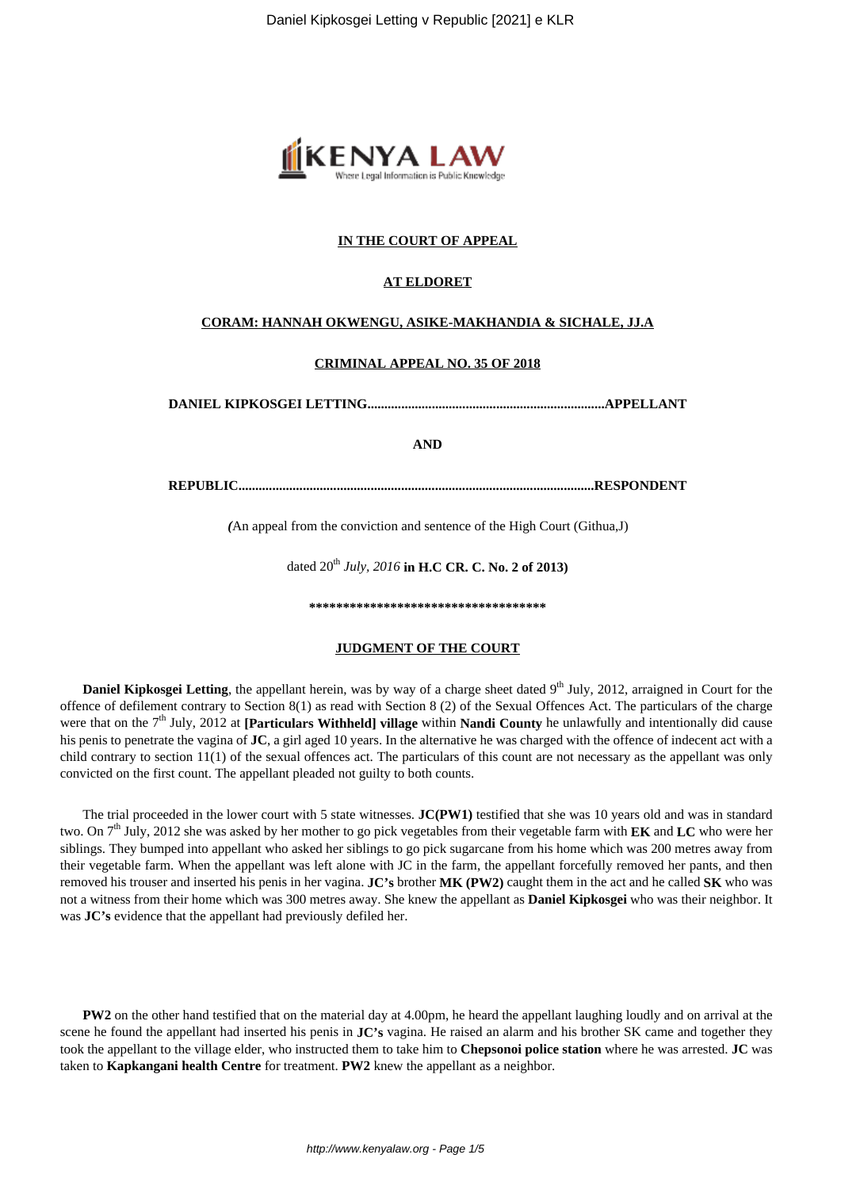**IN THE COURT OF APPEAL**

**AT ELDORET**

**CORAM: HANNAH OKWENGU, ASIKE-MAKHANDIA & SICHALE, JJ.A**

**CRIMINAL APPEAL NO. 35 OF 2018**

**DANIEL KIPKOSGEI LETTING.....................................................................APPELLANT**

**AND**

**REPUBLIC.........................................................................................................RESPONDENT**

*(*An appeal from the conviction and sentence of the High Court (Githua,J)

dated 20th *July, 2016* **in H.C CR. C. No. 2 of 2013)**

**\*\*\*\*\*\*\*\*\*\*\*\*\*\*\*\*\*\*\*\*\*\*\*\*\*\*\*\*\*\*\*\*\*\*\*\***

**JUDGMENT OF THE COURT**

**Daniel Kipkosgei Letting**, the appellant herein, was by way of a charge sheet dated 9th July, 2012, arraigned in Court for the offence of defilement contrary to Section 8(1) as read with Section 8 (2) of the Sexual Offences Act. The particulars of the charge were that on the 7th July, 2012 at **[Particulars Withheld] village** within **Nandi County** he unlawfully and intentionally did cause his penis to penetrate the vagina of **JC**, a girl aged 10 years. In the alternative he was charged with the offence of indecent act with a child contrary to section 11(1) of the sexual offences act. The particulars of this count are not necessary as the appellant was only convicted on the first count. The appellant pleaded not guilty to both counts.

The trial proceeded in the lower court with 5 state witnesses. **JC(PW1)** testified that she was 10 years old and was in standard two. On 7th July, 2012 she was asked by her mother to go pick vegetables from their vegetable farm with **EK** and **LC** who were her siblings. They bumped into appellant who asked her siblings to go pick sugarcane from his home which was 200 metres away from their vegetable farm. When the appellant was left alone with JC in the farm, the appellant forcefully removed her pants, and then removed his trouser and inserted his penis in her vagina. **JC's** brother **MK (PW2)** caught them in the act and he called **SK** who was not a witness from their home which was 300 metres away. She knew the appellant as **Daniel Kipkosgei** who was their neighbor. It was **JC's** evidence that the appellant had previously defiled her.

**PW2** on the other hand testified that on the material day at 4.00pm, he heard the appellant laughing loudly and on arrival at the scene he found the appellant had inserted his penis in **JC's** vagina. He raised an alarm and his brother SK came and together they took the appellant to the village elder, who instructed them to take him to **Chepsonoi police station** where he was arrested. **JC** was taken to **Kapkangani health Centre** for treatment. **PW2** knew the appellant as a neighbor.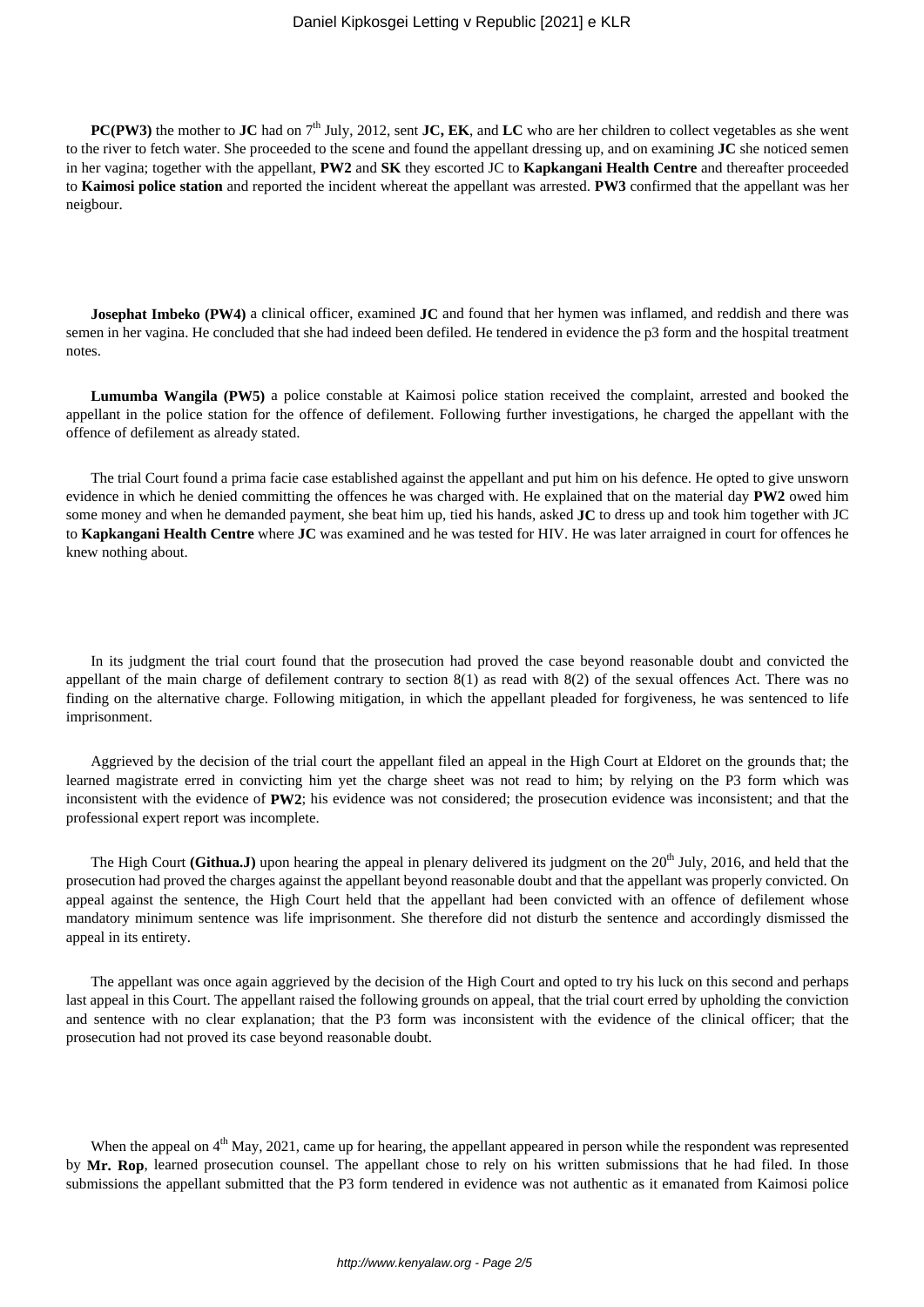**PC(PW3)** the mother to **JC** had on 7th July, 2012, sent **JC, EK**, and **LC** who are her children to collect vegetables as she went to the river to fetch water. She proceeded to the scene and found the appellant dressing up, and on examining **JC** she noticed semen in her vagina; together with the appellant, **PW2** and **SK** they escorted JC to **Kapkangani Health Centre** and thereafter proceeded to **Kaimosi police station** and reported the incident whereat the appellant was arrested. **PW3** confirmed that the appellant was her neigbour.

**Josephat Imbeko (PW4)** a clinical officer, examined **JC** and found that her hymen was inflamed, and reddish and there was semen in her vagina. He concluded that she had indeed been defiled. He tendered in evidence the p3 form and the hospital treatment notes.

**Lumumba Wangila (PW5)** a police constable at Kaimosi police station received the complaint, arrested and booked the appellant in the police station for the offence of defilement. Following further investigations, he charged the appellant with the offence of defilement as already stated.

The trial Court found a prima facie case established against the appellant and put him on his defence. He opted to give unsworn evidence in which he denied committing the offences he was charged with. He explained that on the material day **PW2** owed him some money and when he demanded payment, she beat him up, tied his hands, asked **JC** to dress up and took him together with JC to **Kapkangani Health Centre** where **JC** was examined and he was tested for HIV. He was later arraigned in court for offences he knew nothing about.

In its judgment the trial court found that the prosecution had proved the case beyond reasonable doubt and convicted the appellant of the main charge of defilement contrary to section 8(1) as read with 8(2) of the sexual offences Act. There was no finding on the alternative charge. Following mitigation, in which the appellant pleaded for forgiveness, he was sentenced to life imprisonment.

Aggrieved by the decision of the trial court the appellant filed an appeal in the High Court at Eldoret on the grounds that; the learned magistrate erred in convicting him yet the charge sheet was not read to him; by relying on the P3 form which was inconsistent with the evidence of **PW2**; his evidence was not considered; the prosecution evidence was inconsistent; and that the professional expert report was incomplete.

The High Court **(Githua.J)** upon hearing the appeal in plenary delivered its judgment on the 20th July, 2016, and held that the prosecution had proved the charges against the appellant beyond reasonable doubt and that the appellant was properly convicted. On appeal against the sentence, the High Court held that the appellant had been convicted with an offence of defilement whose mandatory minimum sentence was life imprisonment. She therefore did not disturb the sentence and accordingly dismissed the appeal in its entirety.

The appellant was once again aggrieved by the decision of the High Court and opted to try his luck on this second and perhaps last appeal in this Court. The appellant raised the following grounds on appeal, that the trial court erred by upholding the conviction and sentence with no clear explanation; that the P3 form was inconsistent with the evidence of the clinical officer; that the prosecution had not proved its case beyond reasonable doubt.

When the appeal on 4th May, 2021, came up for hearing, the appellant appeared in person while the respondent was represented by **Mr. Rop**, learned prosecution counsel. The appellant chose to rely on his written submissions that he had filed. In those submissions the appellant submitted that the P3 form tendered in evidence was not authentic as it emanated from Kaimosi police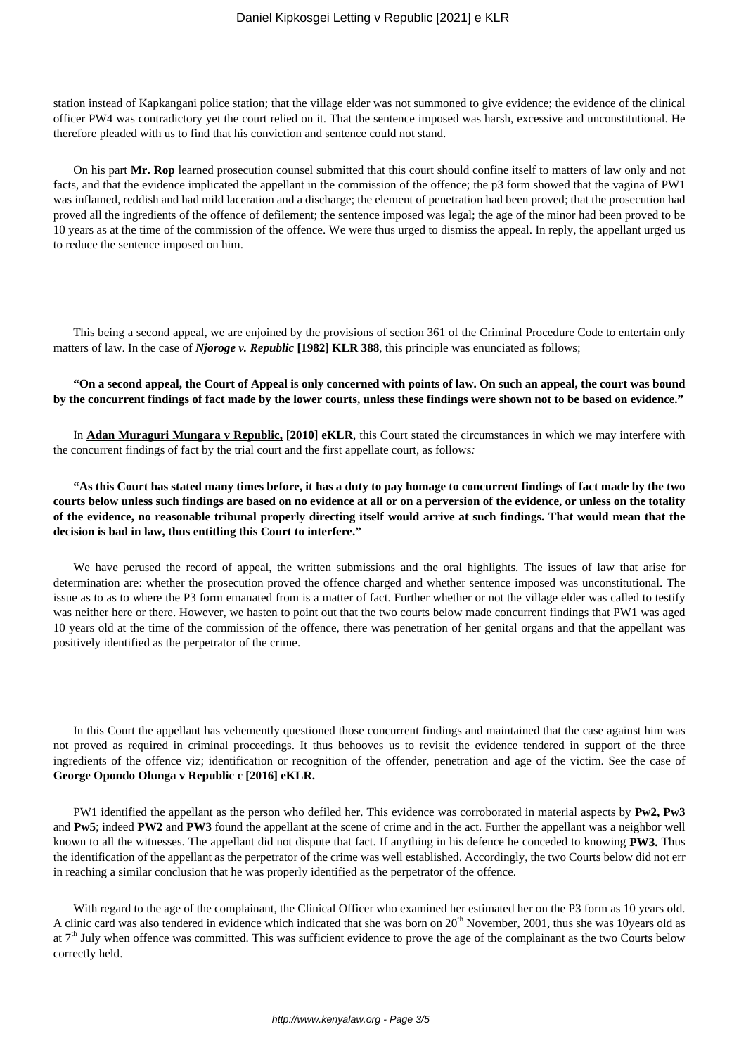station instead of Kapkangani police station; that the village elder was not summoned to give evidence; the evidence of the clinical officer PW4 was contradictory yet the court relied on it. That the sentence imposed was harsh, excessive and unconstitutional. He therefore pleaded with us to find that his conviction and sentence could not stand.

On his part **Mr. Rop** learned prosecution counsel submitted that this court should confine itself to matters of law only and not facts, and that the evidence implicated the appellant in the commission of the offence; the p3 form showed that the vagina of PW1 was inflamed, reddish and had mild laceration and a discharge; the element of penetration had been proved; that the prosecution had proved all the ingredients of the offence of defilement; the sentence imposed was legal; the age of the minor had been proved to be 10 years as at the time of the commission of the offence. We were thus urged to dismiss the appeal. In reply, the appellant urged us to reduce the sentence imposed on him.

This being a second appeal, we are enjoined by the provisions of section 361 of the Criminal Procedure Code to entertain only matters of law. In the case of ***Njoroge v. Republic* [1982] KLR 388**, this principle was enunciated as follows;

**"On a second appeal, the Court of Appeal is only concerned with points of law. On such an appeal, the court was bound by the concurrent findings of fact made by the lower courts, unless these findings were shown not to be based on evidence."**

In **Adan Muraguri Mungara v Republic, [2010] eKLR**, this Court stated the circumstances in which we may interfere with the concurrent findings of fact by the trial court and the first appellate court, as follows*:*

**"As this Court has stated many times before, it has a duty to pay homage to concurrent findings of fact made by the two courts below unless such findings are based on no evidence at all or on a perversion of the evidence, or unless on the totality of the evidence, no reasonable tribunal properly directing itself would arrive at such findings. That would mean that the decision is bad in law, thus entitling this Court to interfere."**

We have perused the record of appeal, the written submissions and the oral highlights. The issues of law that arise for determination are: whether the prosecution proved the offence charged and whether sentence imposed was unconstitutional. The issue as to as to where the P3 form emanated from is a matter of fact. Further whether or not the village elder was called to testify was neither here or there. However, we hasten to point out that the two courts below made concurrent findings that PW1 was aged 10 years old at the time of the commission of the offence, there was penetration of her genital organs and that the appellant was positively identified as the perpetrator of the crime.

In this Court the appellant has vehemently questioned those concurrent findings and maintained that the case against him was not proved as required in criminal proceedings. It thus behooves us to revisit the evidence tendered in support of the three ingredients of the offence viz; identification or recognition of the offender, penetration and age of the victim. See the case of **George Opondo Olunga v Republic c [2016] eKLR.**

PW1 identified the appellant as the person who defiled her. This evidence was corroborated in material aspects by **Pw2, Pw3** and **Pw5**; indeed **PW2** and **PW3** found the appellant at the scene of crime and in the act. Further the appellant was a neighbor well known to all the witnesses. The appellant did not dispute that fact. If anything in his defence he conceded to knowing **PW3.** Thus the identification of the appellant as the perpetrator of the crime was well established. Accordingly, the two Courts below did not err in reaching a similar conclusion that he was properly identified as the perpetrator of the offence.

With regard to the age of the complainant, the Clinical Officer who examined her estimated her on the P3 form as 10 years old. A clinic card was also tendered in evidence which indicated that she was born on 20th November, 2001, thus she was 10years old as at 7th July when offence was committed. This was sufficient evidence to prove the age of the complainant as the two Courts below correctly held.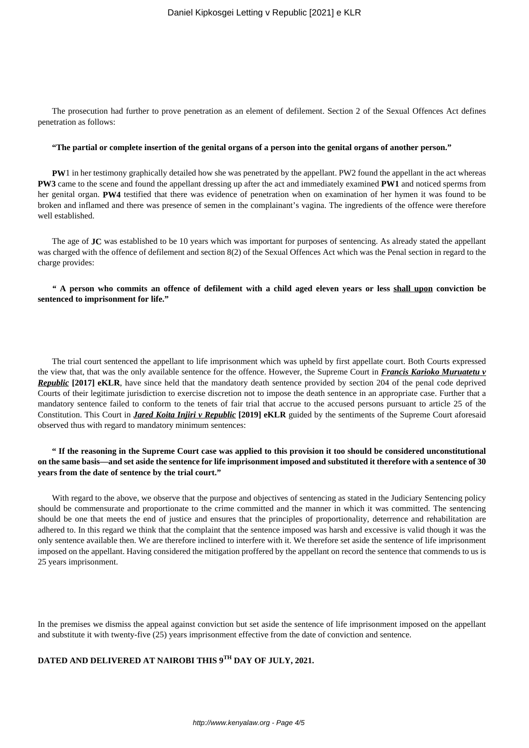The prosecution had further to prove penetration as an element of defilement. Section 2 of the Sexual Offences Act defines penetration as follows:

**"The partial or complete insertion of the genital organs of a person into the genital organs of another person."**

**PW**1 in her testimony graphically detailed how she was penetrated by the appellant. PW2 found the appellant in the act whereas **PW3** came to the scene and found the appellant dressing up after the act and immediately examined **PW1** and noticed sperms from her genital organ. **PW4** testified that there was evidence of penetration when on examination of her hymen it was found to be broken and inflamed and there was presence of semen in the complainant's vagina. The ingredients of the offence were therefore well established.

The age of **JC** was established to be 10 years which was important for purposes of sentencing. As already stated the appellant was charged with the offence of defilement and section 8(2) of the Sexual Offences Act which was the Penal section in regard to the charge provides:

**" A person who commits an offence of defilement with a child aged eleven years or less <u>shall upon</u> conviction be sentenced to imprisonment for life."**

The trial court sentenced the appellant to life imprisonment which was upheld by first appellate court. Both Courts expressed the view that, that was the only available sentence for the offence. However, the Supreme Court in ***<u>Francis Karioko Muruatetu v Republic</u>*** **[2017] eKLR**, have since held that the mandatory death sentence provided by section 204 of the penal code deprived Courts of their legitimate jurisdiction to exercise discretion not to impose the death sentence in an appropriate case. Further that a mandatory sentence failed to conform to the tenets of fair trial that accrue to the accused persons pursuant to article 25 of the Constitution. This Court in ***<u>Jared Koita Injiri v Republic</u>*** **[2019] eKLR** guided by the sentiments of the Supreme Court aforesaid observed thus with regard to mandatory minimum sentences:

**" If the reasoning in the Supreme Court case was applied to this provision it too should be considered unconstitutional on the same basis—and set aside the sentence for life imprisonment imposed and substituted it therefore with a sentence of 30 years from the date of sentence by the trial court."**

With regard to the above, we observe that the purpose and objectives of sentencing as stated in the Judiciary Sentencing policy should be commensurate and proportionate to the crime committed and the manner in which it was committed. The sentencing should be one that meets the end of justice and ensures that the principles of proportionality, deterrence and rehabilitation are adhered to. In this regard we think that the complaint that the sentence imposed was harsh and excessive is valid though it was the only sentence available then. We are therefore inclined to interfere with it. We therefore set aside the sentence of life imprisonment imposed on the appellant. Having considered the mitigation proffered by the appellant on record the sentence that commends to us is 25 years imprisonment.

In the premises we dismiss the appeal against conviction but set aside the sentence of life imprisonment imposed on the appellant and substitute it with twenty-five (25) years imprisonment effective from the date of conviction and sentence.

**DATED AND DELIVERED AT NAIROBI THIS 9TH DAY OF JULY, 2021.**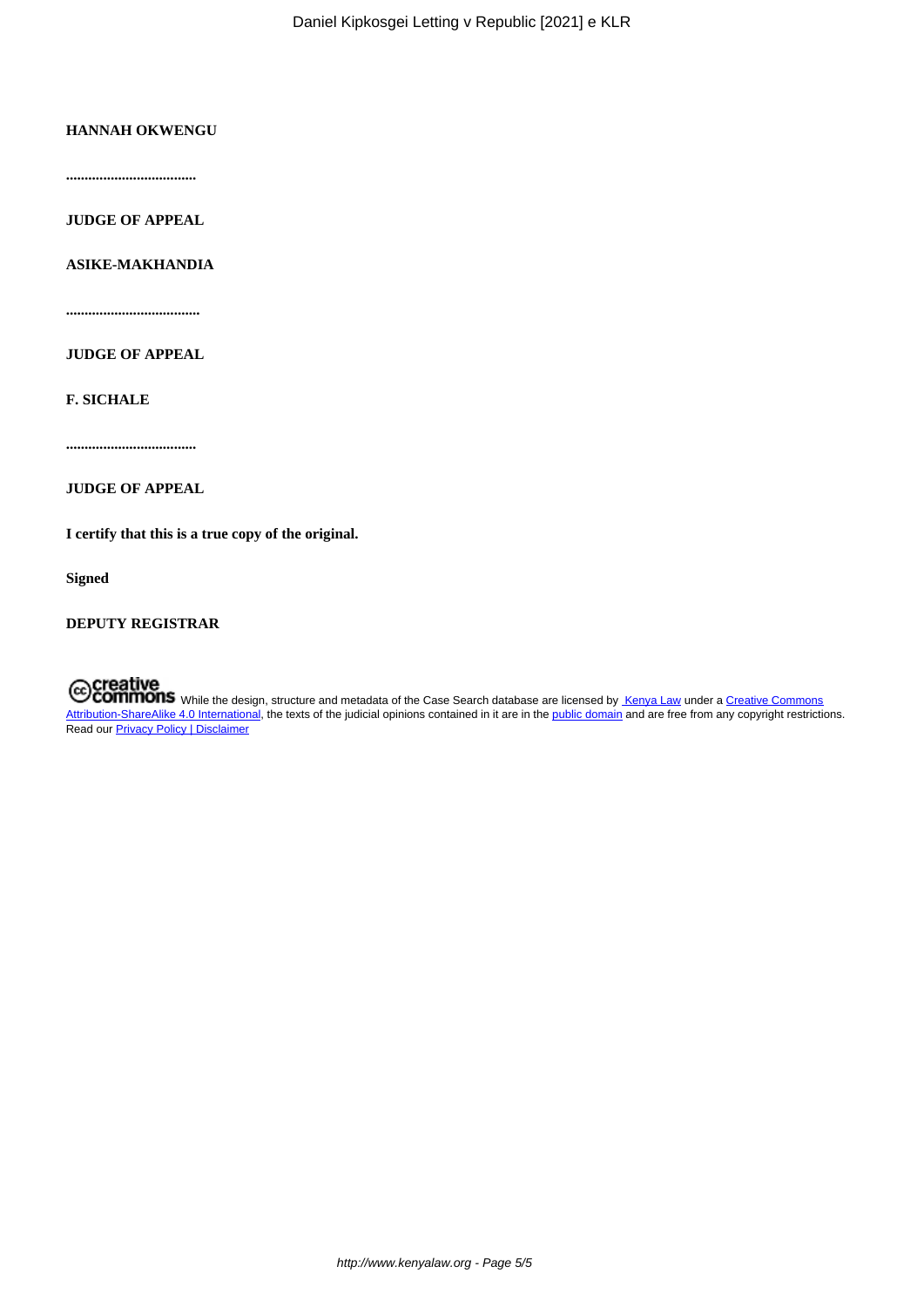**HANNAH OKWENGU**

**..................................**

**JUDGE OF APPEAL**

**ASIKE-MAKHANDIA**

**...................................**

**JUDGE OF APPEAL**

**F. SICHALE**

**..................................**

**JUDGE OF APPEAL**

**I certify that this is a true copy of the original.**

**Signed**

**DEPUTY REGISTRAR**

While the design, structure and metadata of the Case Search database are licensed by Kenya Law under a Creative Commons Attribution-ShareAlike 4.0 International, the texts of the judicial opinions contained in it are in the public domain and are free from any copyright restrictions. Read our Privacy Policy | Disclaimer